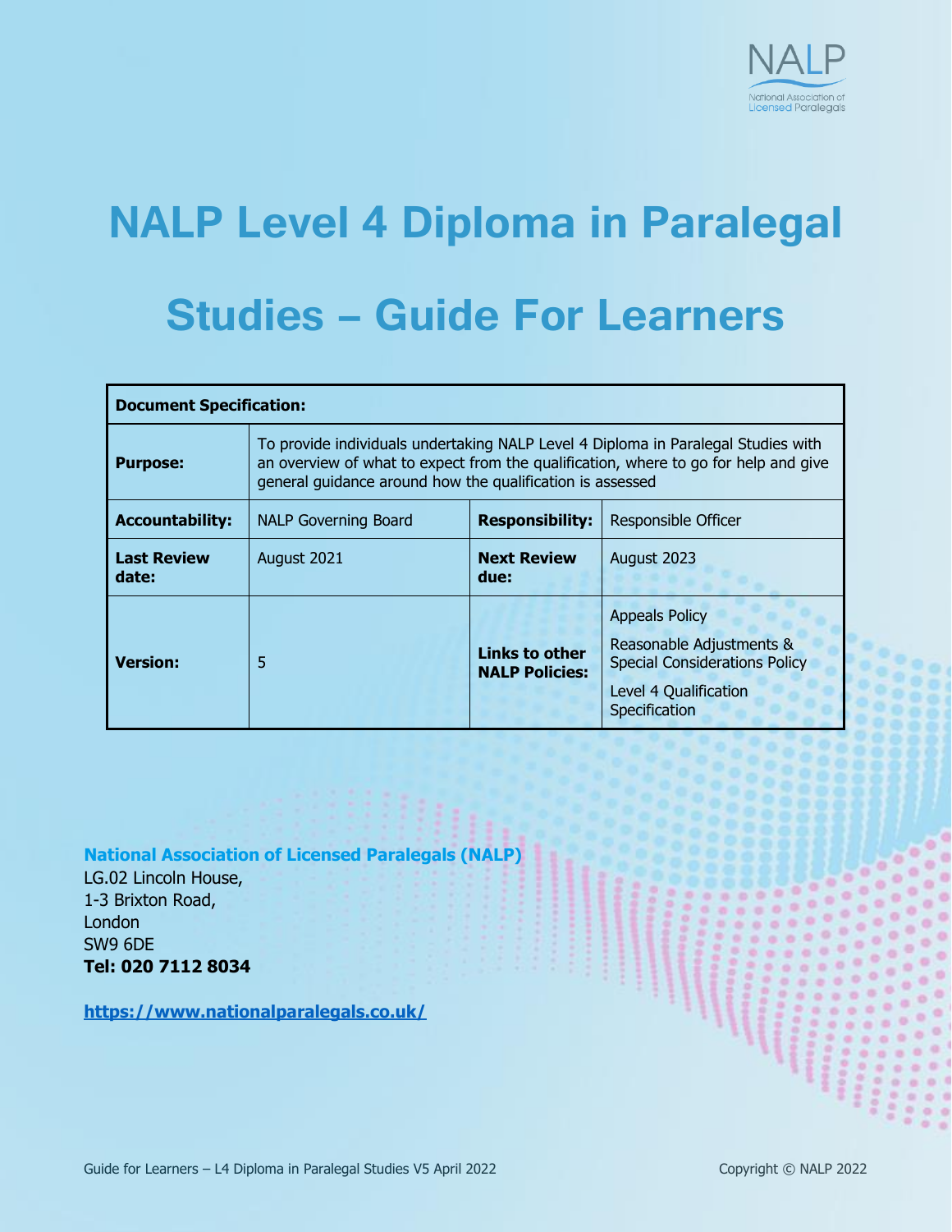# NALP Level 4 Diploma in Paralegal Studies – Guide For Learners

| Document Specification: | | | |
|---|---|---|---|
| **Purpose:** | To provide individuals undertaking NALP Level 4 Diploma in Paralegal Studies with an overview of what to expect from the qualification, where to go for help and give general guidance around how the qualification is assessed | | |
| **Accountability:** | NALP Governing Board | **Responsibility:** | Responsible Officer |
| **Last Review date:** | August 2021 | **Next Review due:** | August 2023 |
| **Version:** | 5 | **Links to other NALP Policies:** | Appeals Policy<br>Reasonable Adjustments & Special Considerations Policy<br>Level 4 Qualification Specification |

**National Association of Licensed Paralegals (NALP)**
LG.02 Lincoln House,
1-3 Brixton Road,
London
SW9 6DE
**Tel: 020 7112 8034**

**https://www.nationalparalegals.co.uk/**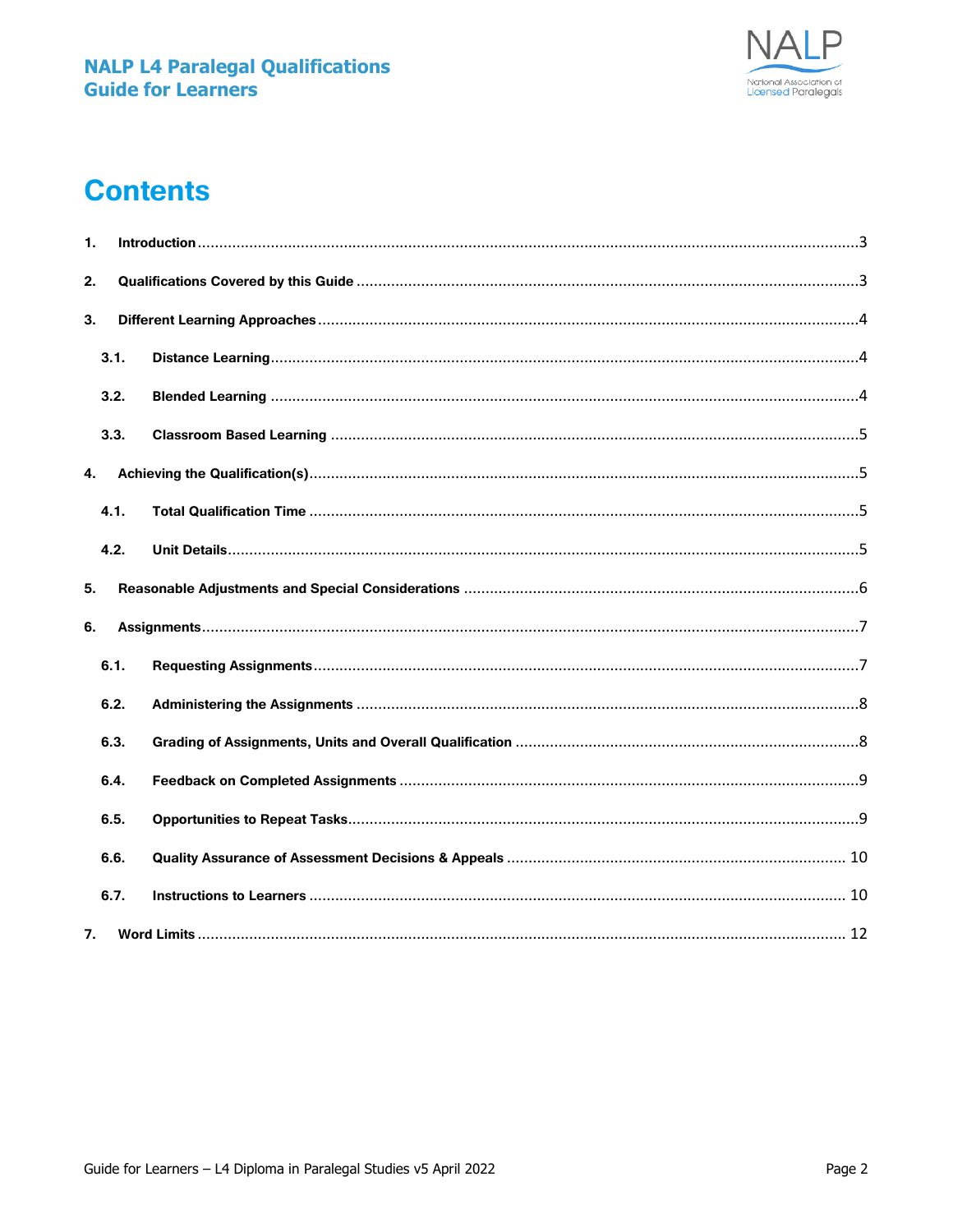# Contents

1. **Introduction** ... 3
2. **Qualifications Covered by this Guide** ... 3
3. **Different Learning Approaches** ... 4
   - 3.1. **Distance Learning** ... 4
   - 3.2. **Blended Learning** ... 4
   - 3.3. **Classroom Based Learning** ... 5
4. **Achieving the Qualification(s)** ... 5
   - 4.1. **Total Qualification Time** ... 5
   - 4.2. **Unit Details** ... 5
5. **Reasonable Adjustments and Special Considerations** ... 6
6. **Assignments** ... 7
   - 6.1. **Requesting Assignments** ... 7
   - 6.2. **Administering the Assignments** ... 8
   - 6.3. **Grading of Assignments, Units and Overall Qualification** ... 8
   - 6.4. **Feedback on Completed Assignments** ... 9
   - 6.5. **Opportunities to Repeat Tasks** ... 9
   - 6.6. **Quality Assurance of Assessment Decisions & Appeals** ... 10
   - 6.7. **Instructions to Learners** ... 10
7. **Word Limits** ... 12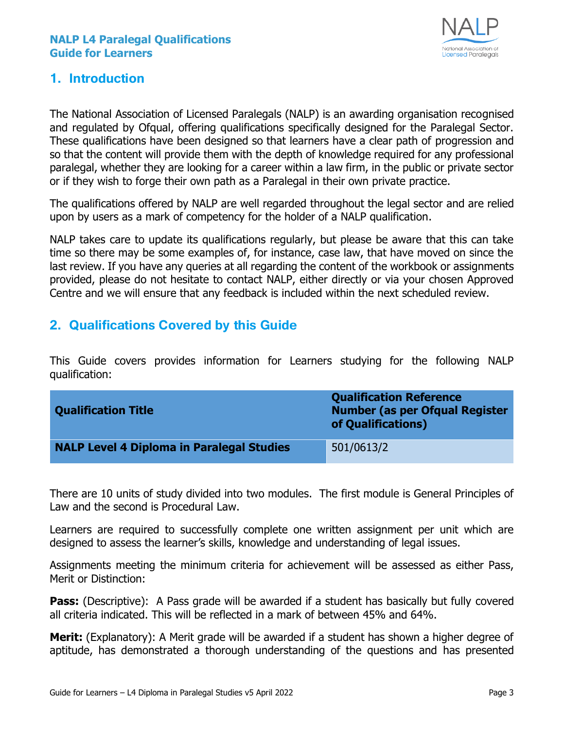## 1. Introduction

The National Association of Licensed Paralegals (NALP) is an awarding organisation recognised and regulated by Ofqual, offering qualifications specifically designed for the Paralegal Sector. These qualifications have been designed so that learners have a clear path of progression and so that the content will provide them with the depth of knowledge required for any professional paralegal, whether they are looking for a career within a law firm, in the public or private sector or if they wish to forge their own path as a Paralegal in their own private practice.

The qualifications offered by NALP are well regarded throughout the legal sector and are relied upon by users as a mark of competency for the holder of a NALP qualification.

NALP takes care to update its qualifications regularly, but please be aware that this can take time so there may be some examples of, for instance, case law, that have moved on since the last review. If you have any queries at all regarding the content of the workbook or assignments provided, please do not hesitate to contact NALP, either directly or via your chosen Approved Centre and we will ensure that any feedback is included within the next scheduled review.

## 2. Qualifications Covered by this Guide

This Guide covers provides information for Learners studying for the following NALP qualification:

| Qualification Title | Qualification Reference Number (as per Ofqual Register of Qualifications) |
|---|---|
| **NALP Level 4 Diploma in Paralegal Studies** | 501/0613/2 |

There are 10 units of study divided into two modules. The first module is General Principles of Law and the second is Procedural Law.

Learners are required to successfully complete one written assignment per unit which are designed to assess the learner's skills, knowledge and understanding of legal issues.

Assignments meeting the minimum criteria for achievement will be assessed as either Pass, Merit or Distinction:

**Pass:** (Descriptive): A Pass grade will be awarded if a student has basically but fully covered all criteria indicated. This will be reflected in a mark of between 45% and 64%.

**Merit:** (Explanatory): A Merit grade will be awarded if a student has shown a higher degree of aptitude, has demonstrated a thorough understanding of the questions and has presented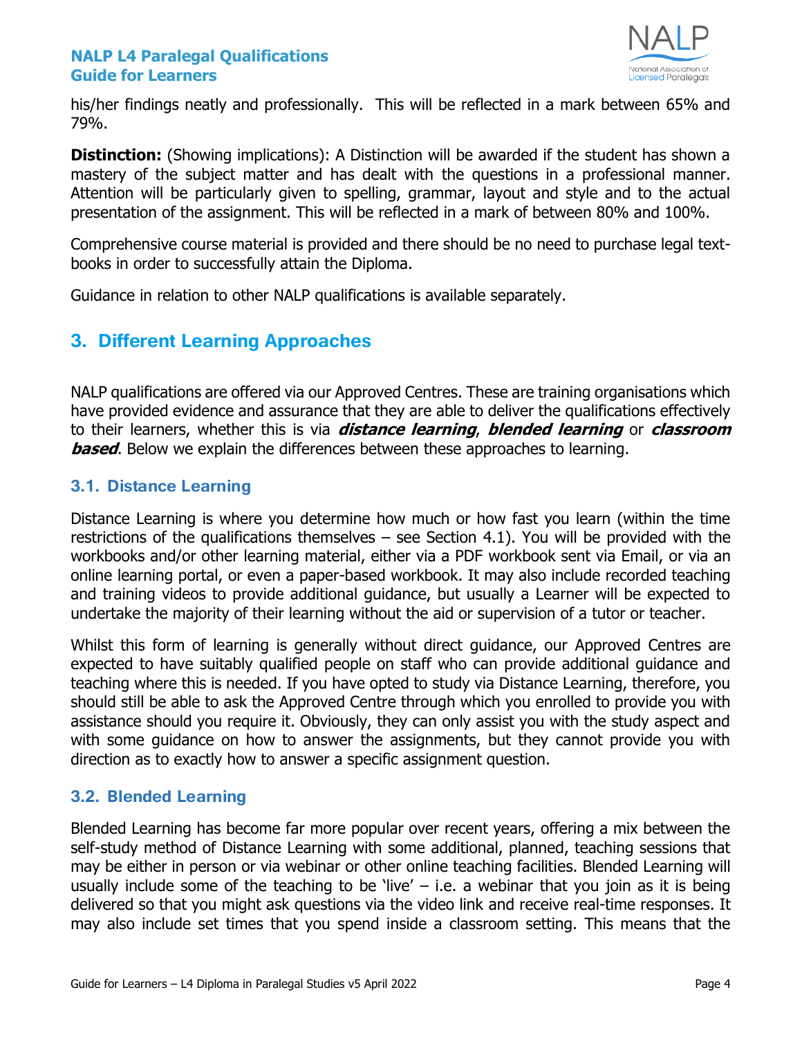his/her findings neatly and professionally. This will be reflected in a mark between 65% and 79%.

**Distinction:** (Showing implications): A Distinction will be awarded if the student has shown a mastery of the subject matter and has dealt with the questions in a professional manner. Attention will be particularly given to spelling, grammar, layout and style and to the actual presentation of the assignment. This will be reflected in a mark of between 80% and 100%.

Comprehensive course material is provided and there should be no need to purchase legal text-books in order to successfully attain the Diploma.

Guidance in relation to other NALP qualifications is available separately.

## 3. Different Learning Approaches

NALP qualifications are offered via our Approved Centres. These are training organisations which have provided evidence and assurance that they are able to deliver the qualifications effectively to their learners, whether this is via ***distance learning***, ***blended learning*** or ***classroom based***. Below we explain the differences between these approaches to learning.

### 3.1. Distance Learning

Distance Learning is where you determine how much or how fast you learn (within the time restrictions of the qualifications themselves – see Section 4.1). You will be provided with the workbooks and/or other learning material, either via a PDF workbook sent via Email, or via an online learning portal, or even a paper-based workbook. It may also include recorded teaching and training videos to provide additional guidance, but usually a Learner will be expected to undertake the majority of their learning without the aid or supervision of a tutor or teacher.

Whilst this form of learning is generally without direct guidance, our Approved Centres are expected to have suitably qualified people on staff who can provide additional guidance and teaching where this is needed. If you have opted to study via Distance Learning, therefore, you should still be able to ask the Approved Centre through which you enrolled to provide you with assistance should you require it. Obviously, they can only assist you with the study aspect and with some guidance on how to answer the assignments, but they cannot provide you with direction as to exactly how to answer a specific assignment question.

### 3.2. Blended Learning

Blended Learning has become far more popular over recent years, offering a mix between the self-study method of Distance Learning with some additional, planned, teaching sessions that may be either in person or via webinar or other online teaching facilities. Blended Learning will usually include some of the teaching to be 'live' – i.e. a webinar that you join as it is being delivered so that you might ask questions via the video link and receive real-time responses. It may also include set times that you spend inside a classroom setting. This means that the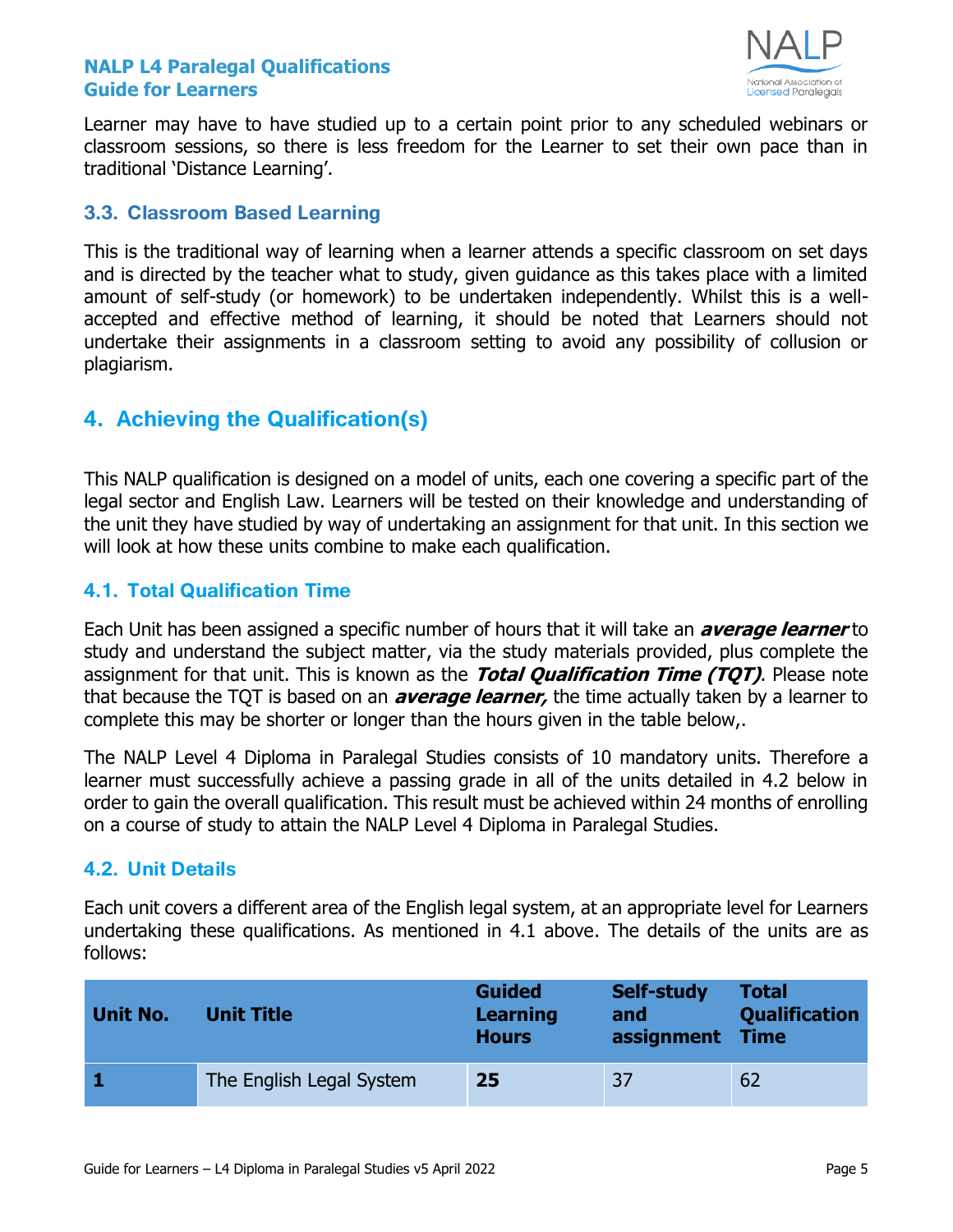Learner may have to have studied up to a certain point prior to any scheduled webinars or classroom sessions, so there is less freedom for the Learner to set their own pace than in traditional 'Distance Learning'.

### 3.3. Classroom Based Learning

This is the traditional way of learning when a learner attends a specific classroom on set days and is directed by the teacher what to study, given guidance as this takes place with a limited amount of self-study (or homework) to be undertaken independently. Whilst this is a well-accepted and effective method of learning, it should be noted that Learners should not undertake their assignments in a classroom setting to avoid any possibility of collusion or plagiarism.

## 4. Achieving the Qualification(s)

This NALP qualification is designed on a model of units, each one covering a specific part of the legal sector and English Law. Learners will be tested on their knowledge and understanding of the unit they have studied by way of undertaking an assignment for that unit. In this section we will look at how these units combine to make each qualification.

### 4.1. Total Qualification Time

Each Unit has been assigned a specific number of hours that it will take an ***average learner*** to study and understand the subject matter, via the study materials provided, plus complete the assignment for that unit. This is known as the ***Total Qualification Time (TQT)***. Please note that because the TQT is based on an ***average learner,*** the time actually taken by a learner to complete this may be shorter or longer than the hours given in the table below,.

The NALP Level 4 Diploma in Paralegal Studies consists of 10 mandatory units. Therefore a learner must successfully achieve a passing grade in all of the units detailed in 4.2 below in order to gain the overall qualification. This result must be achieved within 24 months of enrolling on a course of study to attain the NALP Level 4 Diploma in Paralegal Studies.

### 4.2. Unit Details

Each unit covers a different area of the English legal system, at an appropriate level for Learners undertaking these qualifications. As mentioned in 4.1 above. The details of the units are as follows:

| Unit No. | Unit Title | Guided Learning Hours | Self-study and assignment | Total Qualification Time |
|---|---|---|---|---|
| **1** | The English Legal System | **25** | 37 | 62 |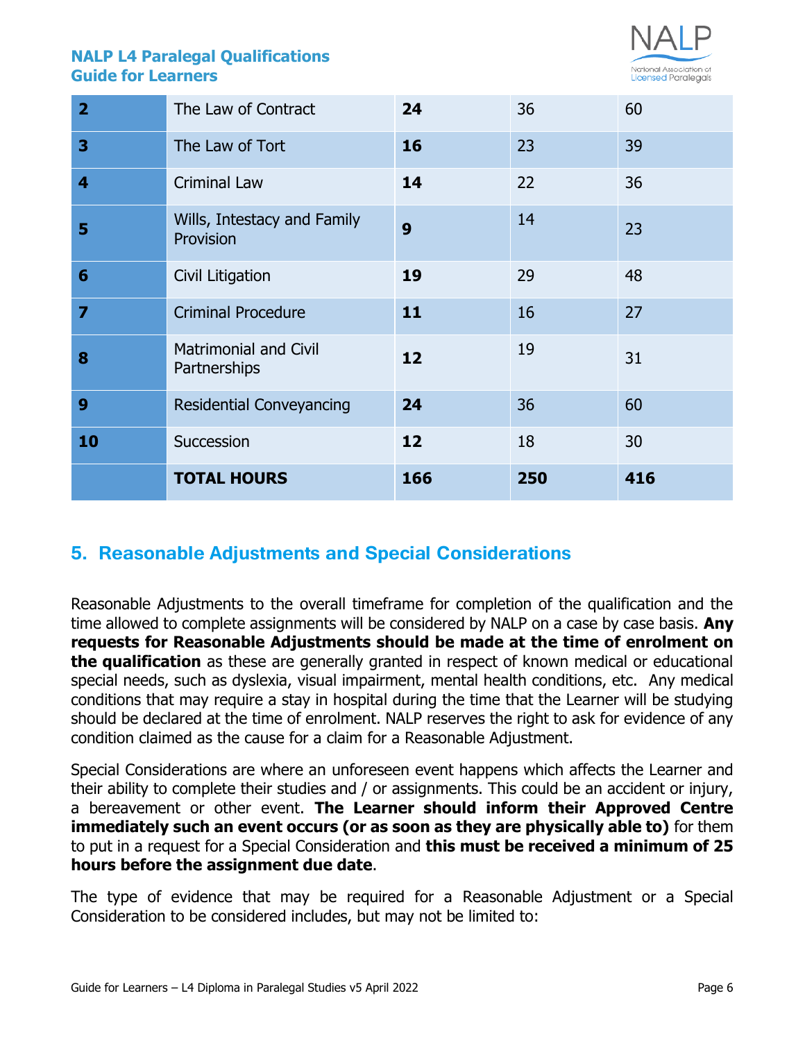| | | | | |
|---|---|---|---|---|
| **2** | The Law of Contract | **24** | 36 | 60 |
| **3** | The Law of Tort | **16** | 23 | 39 |
| **4** | Criminal Law | **14** | 22 | 36 |
| **5** | Wills, Intestacy and Family Provision | **9** | 14 | 23 |
| **6** | Civil Litigation | **19** | 29 | 48 |
| **7** | Criminal Procedure | **11** | 16 | 27 |
| **8** | Matrimonial and Civil Partnerships | **12** | 19 | 31 |
| **9** | Residential Conveyancing | **24** | 36 | 60 |
| **10** | Succession | **12** | 18 | 30 |
| | **TOTAL HOURS** | **166** | **250** | **416** |

## 5. Reasonable Adjustments and Special Considerations

Reasonable Adjustments to the overall timeframe for completion of the qualification and the time allowed to complete assignments will be considered by NALP on a case by case basis. **Any requests for Reasonable Adjustments should be made at the time of enrolment on the qualification** as these are generally granted in respect of known medical or educational special needs, such as dyslexia, visual impairment, mental health conditions, etc. Any medical conditions that may require a stay in hospital during the time that the Learner will be studying should be declared at the time of enrolment. NALP reserves the right to ask for evidence of any condition claimed as the cause for a claim for a Reasonable Adjustment.

Special Considerations are where an unforeseen event happens which affects the Learner and their ability to complete their studies and / or assignments. This could be an accident or injury, a bereavement or other event. **The Learner should inform their Approved Centre immediately such an event occurs (or as soon as they are physically able to)** for them to put in a request for a Special Consideration and **this must be received a minimum of 25 hours before the assignment due date**.

The type of evidence that may be required for a Reasonable Adjustment or a Special Consideration to be considered includes, but may not be limited to: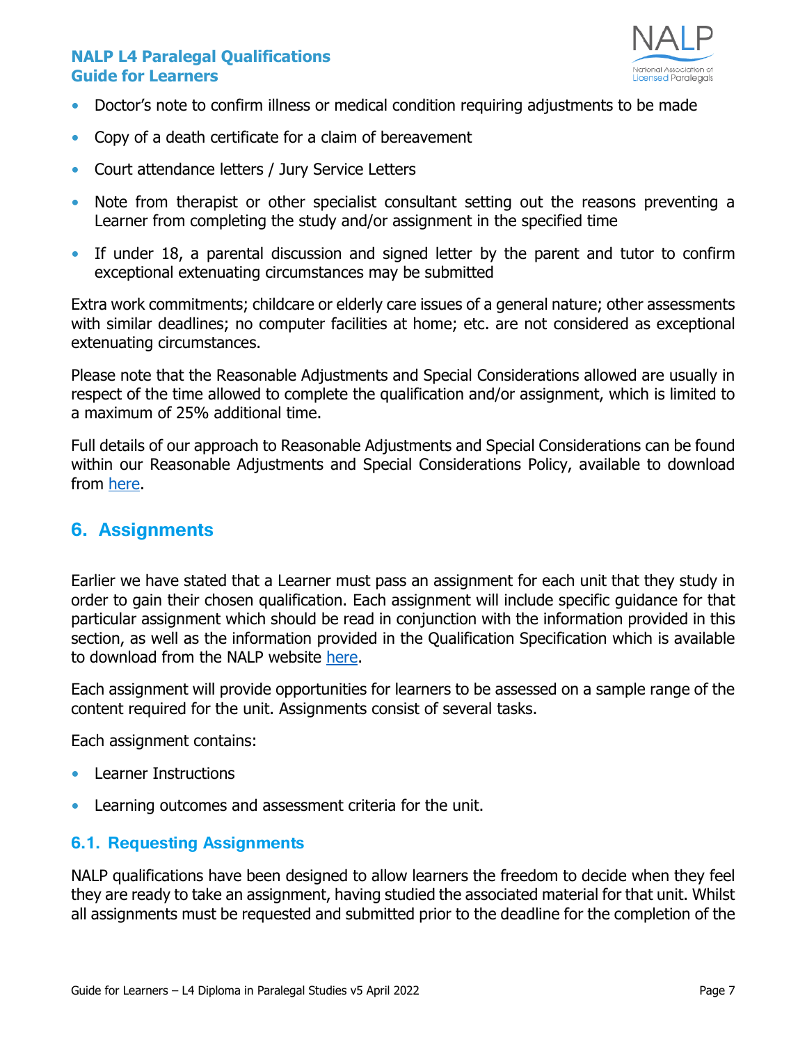- Doctor's note to confirm illness or medical condition requiring adjustments to be made
- Copy of a death certificate for a claim of bereavement
- Court attendance letters / Jury Service Letters
- Note from therapist or other specialist consultant setting out the reasons preventing a Learner from completing the study and/or assignment in the specified time
- If under 18, a parental discussion and signed letter by the parent and tutor to confirm exceptional extenuating circumstances may be submitted

Extra work commitments; childcare or elderly care issues of a general nature; other assessments with similar deadlines; no computer facilities at home; etc. are not considered as exceptional extenuating circumstances.

Please note that the Reasonable Adjustments and Special Considerations allowed are usually in respect of the time allowed to complete the qualification and/or assignment, which is limited to a maximum of 25% additional time.

Full details of our approach to Reasonable Adjustments and Special Considerations can be found within our Reasonable Adjustments and Special Considerations Policy, available to download from here.

## 6. Assignments

Earlier we have stated that a Learner must pass an assignment for each unit that they study in order to gain their chosen qualification. Each assignment will include specific guidance for that particular assignment which should be read in conjunction with the information provided in this section, as well as the information provided in the Qualification Specification which is available to download from the NALP website here.

Each assignment will provide opportunities for learners to be assessed on a sample range of the content required for the unit. Assignments consist of several tasks.

Each assignment contains:

- Learner Instructions
- Learning outcomes and assessment criteria for the unit.

### 6.1. Requesting Assignments

NALP qualifications have been designed to allow learners the freedom to decide when they feel they are ready to take an assignment, having studied the associated material for that unit. Whilst all assignments must be requested and submitted prior to the deadline for the completion of the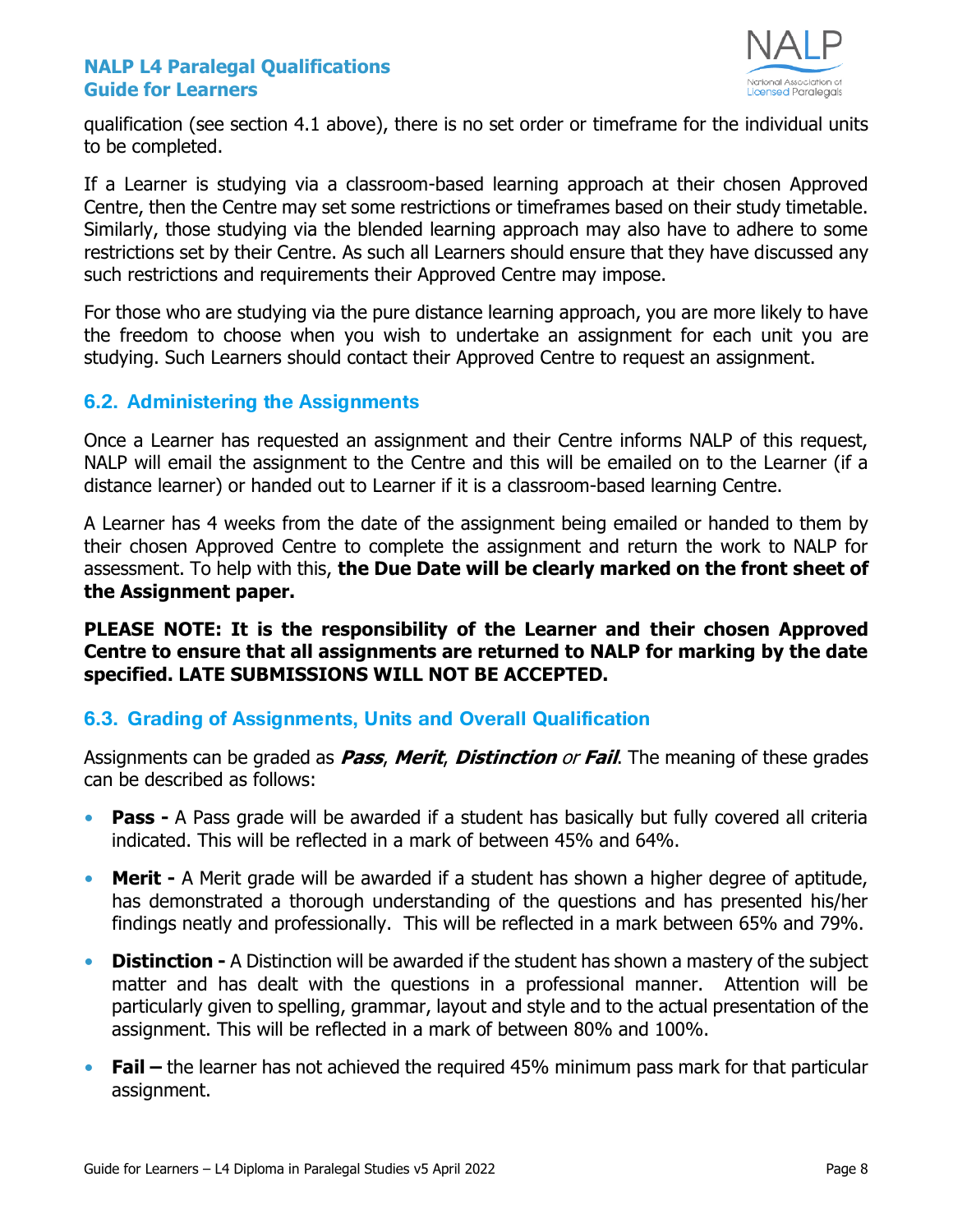qualification (see section 4.1 above), there is no set order or timeframe for the individual units to be completed.

If a Learner is studying via a classroom-based learning approach at their chosen Approved Centre, then the Centre may set some restrictions or timeframes based on their study timetable. Similarly, those studying via the blended learning approach may also have to adhere to some restrictions set by their Centre. As such all Learners should ensure that they have discussed any such restrictions and requirements their Approved Centre may impose.

For those who are studying via the pure distance learning approach, you are more likely to have the freedom to choose when you wish to undertake an assignment for each unit you are studying. Such Learners should contact their Approved Centre to request an assignment.

### 6.2. Administering the Assignments

Once a Learner has requested an assignment and their Centre informs NALP of this request, NALP will email the assignment to the Centre and this will be emailed on to the Learner (if a distance learner) or handed out to Learner if it is a classroom-based learning Centre.

A Learner has 4 weeks from the date of the assignment being emailed or handed to them by their chosen Approved Centre to complete the assignment and return the work to NALP for assessment. To help with this, **the Due Date will be clearly marked on the front sheet of the Assignment paper.**

**PLEASE NOTE: It is the responsibility of the Learner and their chosen Approved Centre to ensure that all assignments are returned to NALP for marking by the date specified. LATE SUBMISSIONS WILL NOT BE ACCEPTED.**

### 6.3. Grading of Assignments, Units and Overall Qualification

Assignments can be graded as ***Pass***, ***Merit***, ***Distinction*** *or* ***Fail***. The meaning of these grades can be described as follows:

- **Pass -** A Pass grade will be awarded if a student has basically but fully covered all criteria indicated. This will be reflected in a mark of between 45% and 64%.
- **Merit -** A Merit grade will be awarded if a student has shown a higher degree of aptitude, has demonstrated a thorough understanding of the questions and has presented his/her findings neatly and professionally. This will be reflected in a mark between 65% and 79%.
- **Distinction -** A Distinction will be awarded if the student has shown a mastery of the subject matter and has dealt with the questions in a professional manner. Attention will be particularly given to spelling, grammar, layout and style and to the actual presentation of the assignment. This will be reflected in a mark of between 80% and 100%.
- **Fail –** the learner has not achieved the required 45% minimum pass mark for that particular assignment.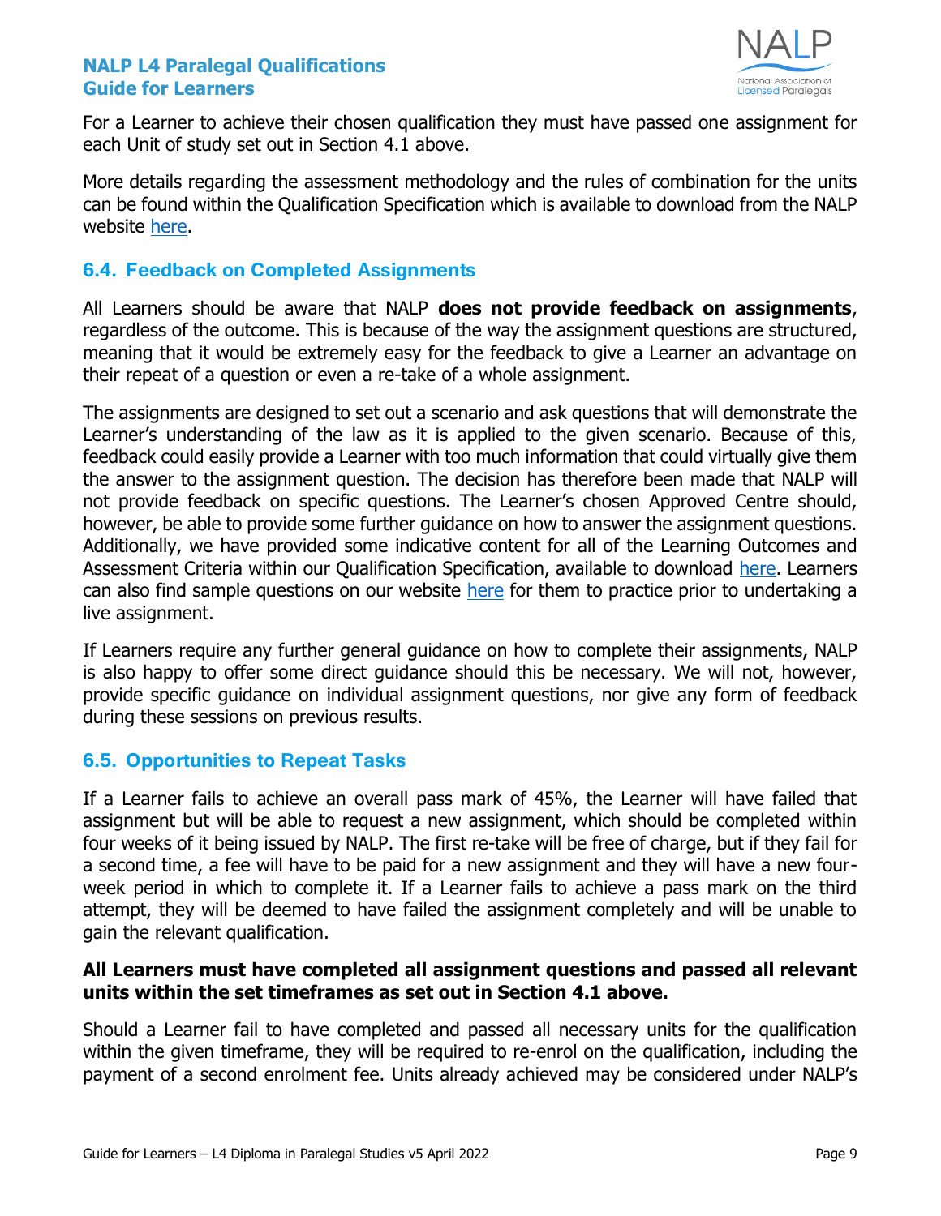For a Learner to achieve their chosen qualification they must have passed one assignment for each Unit of study set out in Section 4.1 above.

More details regarding the assessment methodology and the rules of combination for the units can be found within the Qualification Specification which is available to download from the NALP website here.

### 6.4. Feedback on Completed Assignments

All Learners should be aware that NALP **does not provide feedback on assignments**, regardless of the outcome. This is because of the way the assignment questions are structured, meaning that it would be extremely easy for the feedback to give a Learner an advantage on their repeat of a question or even a re-take of a whole assignment.

The assignments are designed to set out a scenario and ask questions that will demonstrate the Learner's understanding of the law as it is applied to the given scenario. Because of this, feedback could easily provide a Learner with too much information that could virtually give them the answer to the assignment question. The decision has therefore been made that NALP will not provide feedback on specific questions. The Learner's chosen Approved Centre should, however, be able to provide some further guidance on how to answer the assignment questions. Additionally, we have provided some indicative content for all of the Learning Outcomes and Assessment Criteria within our Qualification Specification, available to download here. Learners can also find sample questions on our website here for them to practice prior to undertaking a live assignment.

If Learners require any further general guidance on how to complete their assignments, NALP is also happy to offer some direct guidance should this be necessary. We will not, however, provide specific guidance on individual assignment questions, nor give any form of feedback during these sessions on previous results.

### 6.5. Opportunities to Repeat Tasks

If a Learner fails to achieve an overall pass mark of 45%, the Learner will have failed that assignment but will be able to request a new assignment, which should be completed within four weeks of it being issued by NALP. The first re-take will be free of charge, but if they fail for a second time, a fee will have to be paid for a new assignment and they will have a new four-week period in which to complete it. If a Learner fails to achieve a pass mark on the third attempt, they will be deemed to have failed the assignment completely and will be unable to gain the relevant qualification.

**All Learners must have completed all assignment questions and passed all relevant units within the set timeframes as set out in Section 4.1 above.**

Should a Learner fail to have completed and passed all necessary units for the qualification within the given timeframe, they will be required to re-enrol on the qualification, including the payment of a second enrolment fee. Units already achieved may be considered under NALP's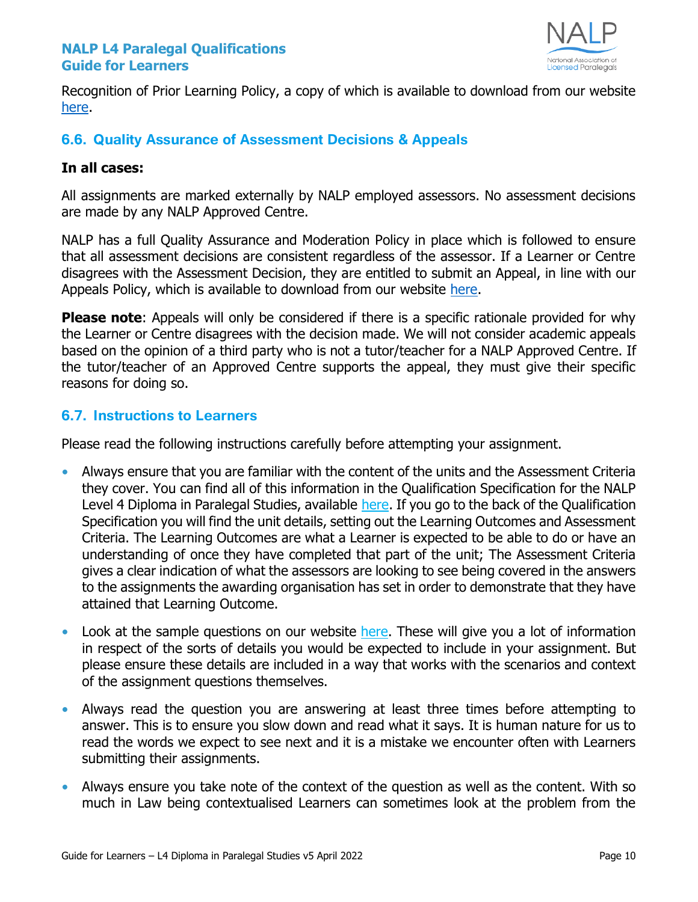Recognition of Prior Learning Policy, a copy of which is available to download from our website [here](#).

## 6.6. Quality Assurance of Assessment Decisions & Appeals

**In all cases:**

All assignments are marked externally by NALP employed assessors. No assessment decisions are made by any NALP Approved Centre.

NALP has a full Quality Assurance and Moderation Policy in place which is followed to ensure that all assessment decisions are consistent regardless of the assessor. If a Learner or Centre disagrees with the Assessment Decision, they are entitled to submit an Appeal, in line with our Appeals Policy, which is available to download from our website [here](#).

**Please note**: Appeals will only be considered if there is a specific rationale provided for why the Learner or Centre disagrees with the decision made. We will not consider academic appeals based on the opinion of a third party who is not a tutor/teacher for a NALP Approved Centre. If the tutor/teacher of an Approved Centre supports the appeal, they must give their specific reasons for doing so.

## 6.7. Instructions to Learners

Please read the following instructions carefully before attempting your assignment.

- Always ensure that you are familiar with the content of the units and the Assessment Criteria they cover. You can find all of this information in the Qualification Specification for the NALP Level 4 Diploma in Paralegal Studies, available [here](#). If you go to the back of the Qualification Specification you will find the unit details, setting out the Learning Outcomes and Assessment Criteria. The Learning Outcomes are what a Learner is expected to be able to do or have an understanding of once they have completed that part of the unit; The Assessment Criteria gives a clear indication of what the assessors are looking to see being covered in the answers to the assignments the awarding organisation has set in order to demonstrate that they have attained that Learning Outcome.
- Look at the sample questions on our website [here](#). These will give you a lot of information in respect of the sorts of details you would be expected to include in your assignment. But please ensure these details are included in a way that works with the scenarios and context of the assignment questions themselves.
- Always read the question you are answering at least three times before attempting to answer. This is to ensure you slow down and read what it says. It is human nature for us to read the words we expect to see next and it is a mistake we encounter often with Learners submitting their assignments.
- Always ensure you take note of the context of the question as well as the content. With so much in Law being contextualised Learners can sometimes look at the problem from the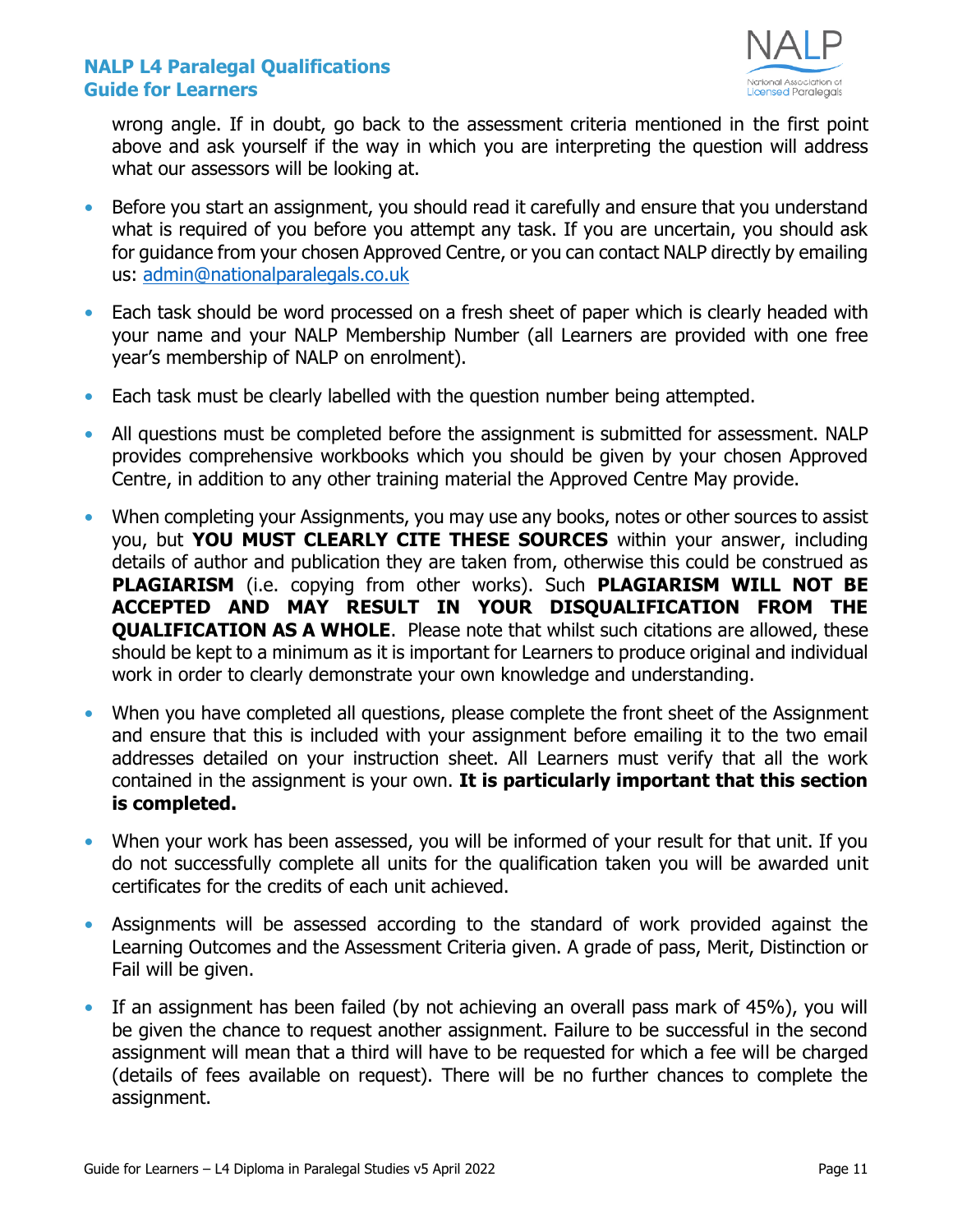wrong angle. If in doubt, go back to the assessment criteria mentioned in the first point above and ask yourself if the way in which you are interpreting the question will address what our assessors will be looking at.

- Before you start an assignment, you should read it carefully and ensure that you understand what is required of you before you attempt any task. If you are uncertain, you should ask for guidance from your chosen Approved Centre, or you can contact NALP directly by emailing us: admin@nationalparalegals.co.uk
- Each task should be word processed on a fresh sheet of paper which is clearly headed with your name and your NALP Membership Number (all Learners are provided with one free year's membership of NALP on enrolment).
- Each task must be clearly labelled with the question number being attempted.
- All questions must be completed before the assignment is submitted for assessment. NALP provides comprehensive workbooks which you should be given by your chosen Approved Centre, in addition to any other training material the Approved Centre May provide.
- When completing your Assignments, you may use any books, notes or other sources to assist you, but **YOU MUST CLEARLY CITE THESE SOURCES** within your answer, including details of author and publication they are taken from, otherwise this could be construed as **PLAGIARISM** (i.e. copying from other works). Such **PLAGIARISM WILL NOT BE ACCEPTED AND MAY RESULT IN YOUR DISQUALIFICATION FROM THE QUALIFICATION AS A WHOLE**. Please note that whilst such citations are allowed, these should be kept to a minimum as it is important for Learners to produce original and individual work in order to clearly demonstrate your own knowledge and understanding.
- When you have completed all questions, please complete the front sheet of the Assignment and ensure that this is included with your assignment before emailing it to the two email addresses detailed on your instruction sheet. All Learners must verify that all the work contained in the assignment is your own. **It is particularly important that this section is completed.**
- When your work has been assessed, you will be informed of your result for that unit. If you do not successfully complete all units for the qualification taken you will be awarded unit certificates for the credits of each unit achieved.
- Assignments will be assessed according to the standard of work provided against the Learning Outcomes and the Assessment Criteria given. A grade of pass, Merit, Distinction or Fail will be given.
- If an assignment has been failed (by not achieving an overall pass mark of 45%), you will be given the chance to request another assignment. Failure to be successful in the second assignment will mean that a third will have to be requested for which a fee will be charged (details of fees available on request). There will be no further chances to complete the assignment.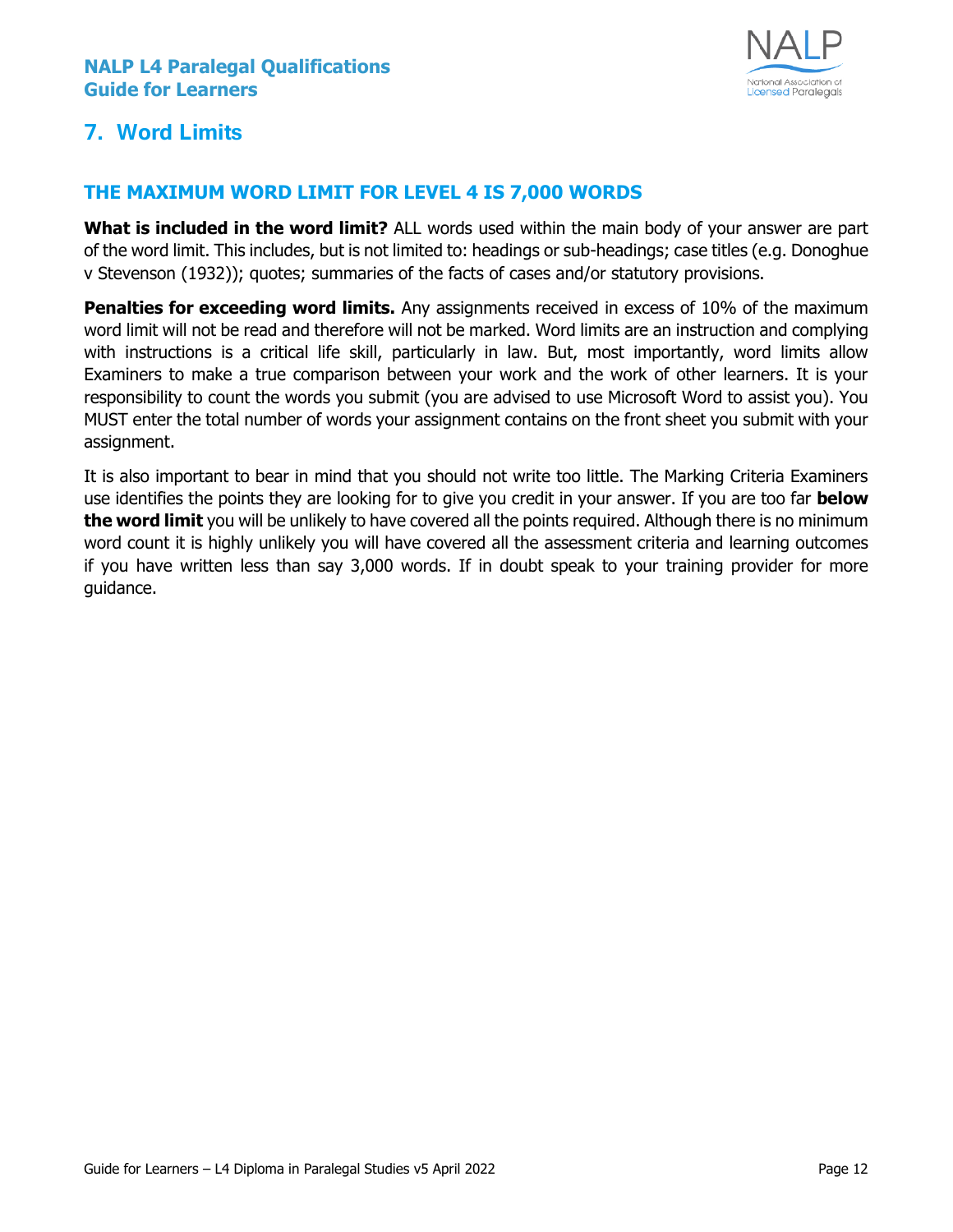## 7. Word Limits

### THE MAXIMUM WORD LIMIT FOR LEVEL 4 IS 7,000 WORDS

**What is included in the word limit?** ALL words used within the main body of your answer are part of the word limit. This includes, but is not limited to: headings or sub-headings; case titles (e.g. Donoghue v Stevenson (1932)); quotes; summaries of the facts of cases and/or statutory provisions.

**Penalties for exceeding word limits.** Any assignments received in excess of 10% of the maximum word limit will not be read and therefore will not be marked. Word limits are an instruction and complying with instructions is a critical life skill, particularly in law. But, most importantly, word limits allow Examiners to make a true comparison between your work and the work of other learners. It is your responsibility to count the words you submit (you are advised to use Microsoft Word to assist you). You MUST enter the total number of words your assignment contains on the front sheet you submit with your assignment.

It is also important to bear in mind that you should not write too little. The Marking Criteria Examiners use identifies the points they are looking for to give you credit in your answer. If you are too far **below the word limit** you will be unlikely to have covered all the points required. Although there is no minimum word count it is highly unlikely you will have covered all the assessment criteria and learning outcomes if you have written less than say 3,000 words. If in doubt speak to your training provider for more guidance.